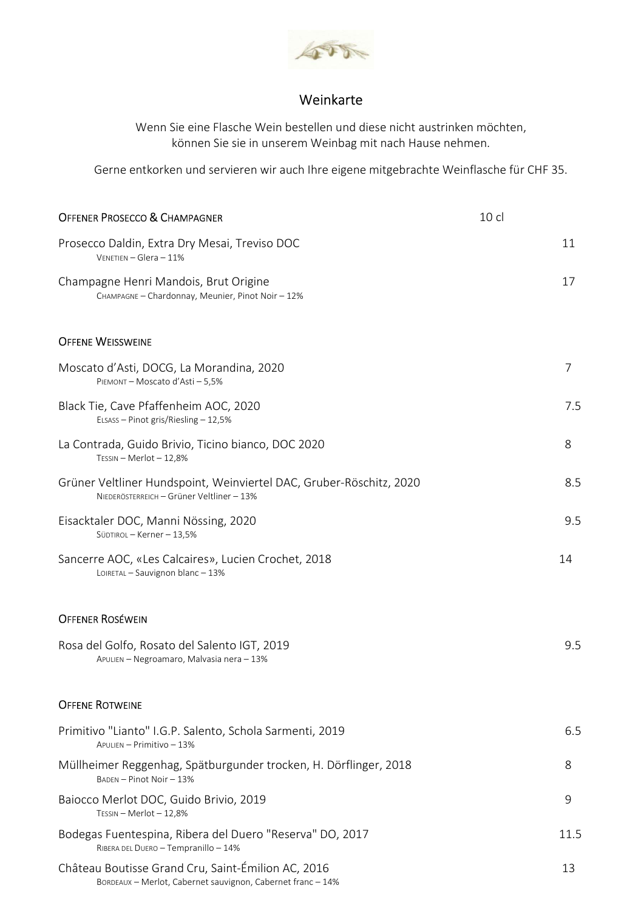# Weinkarte

Wenn Sie eine Flasche Wein bestellen und diese nicht austrinken möchten, können Sie sie in unserem Weinbag mit nach Hause nehmen.

Gerne entkorken und servieren wir auch Ihre eigene mitgebrachte Weinflasche für CHF 35.

| Offener Prosecco & Champagner | 10 cl |
|---|---|
| Prosecco Daldin, Extra Dry Mesai, Treviso DOC<br>Venetien – Glera – 11% | 11 |
| Champagne Henri Mandois, Brut Origine<br>Champagne – Chardonnay, Meunier, Pinot Noir – 12% | 17 |

| Offene Weissweine | |
|---|---|
| Moscato d'Asti, DOCG, La Morandina, 2020<br>Piemont – Moscato d'Asti – 5,5% | 7 |
| Black Tie, Cave Pfaffenheim AOC, 2020<br>Elsass – Pinot gris/Riesling – 12,5% | 7.5 |
| La Contrada, Guido Brivio, Ticino bianco, DOC 2020<br>Tessin – Merlot – 12,8% | 8 |
| Grüner Veltliner Hundspoint, Weinviertel DAC, Gruber-Röschitz, 2020<br>Niederösterreich – Grüner Veltliner – 13% | 8.5 |
| Eisacktaler DOC, Manni Nössing, 2020<br>Südtirol – Kerner – 13,5% | 9.5 |
| Sancerre AOC, «Les Calcaires», Lucien Crochet, 2018<br>Loiretal – Sauvignon blanc – 13% | 14 |

| Offener Roséwein | |
|---|---|
| Rosa del Golfo, Rosato del Salento IGT, 2019<br>Apulien – Negroamaro, Malvasia nera – 13% | 9.5 |

| Offene Rotweine | |
|---|---|
| Primitivo "Lianto" I.G.P. Salento, Schola Sarmenti, 2019<br>Apulien – Primitivo – 13% | 6.5 |
| Müllheimer Reggenhag, Spätburgunder trocken, H. Dörflinger, 2018<br>Baden – Pinot Noir – 13% | 8 |
| Baiocco Merlot DOC, Guido Brivio, 2019<br>Tessin – Merlot – 12,8% | 9 |
| Bodegas Fuentespina, Ribera del Duero "Reserva" DO, 2017<br>Ribera del Duero – Tempranillo – 14% | 11.5 |
| Château Boutisse Grand Cru, Saint-Émilion AC, 2016<br>Bordeaux – Merlot, Cabernet sauvignon, Cabernet franc – 14% | 13 |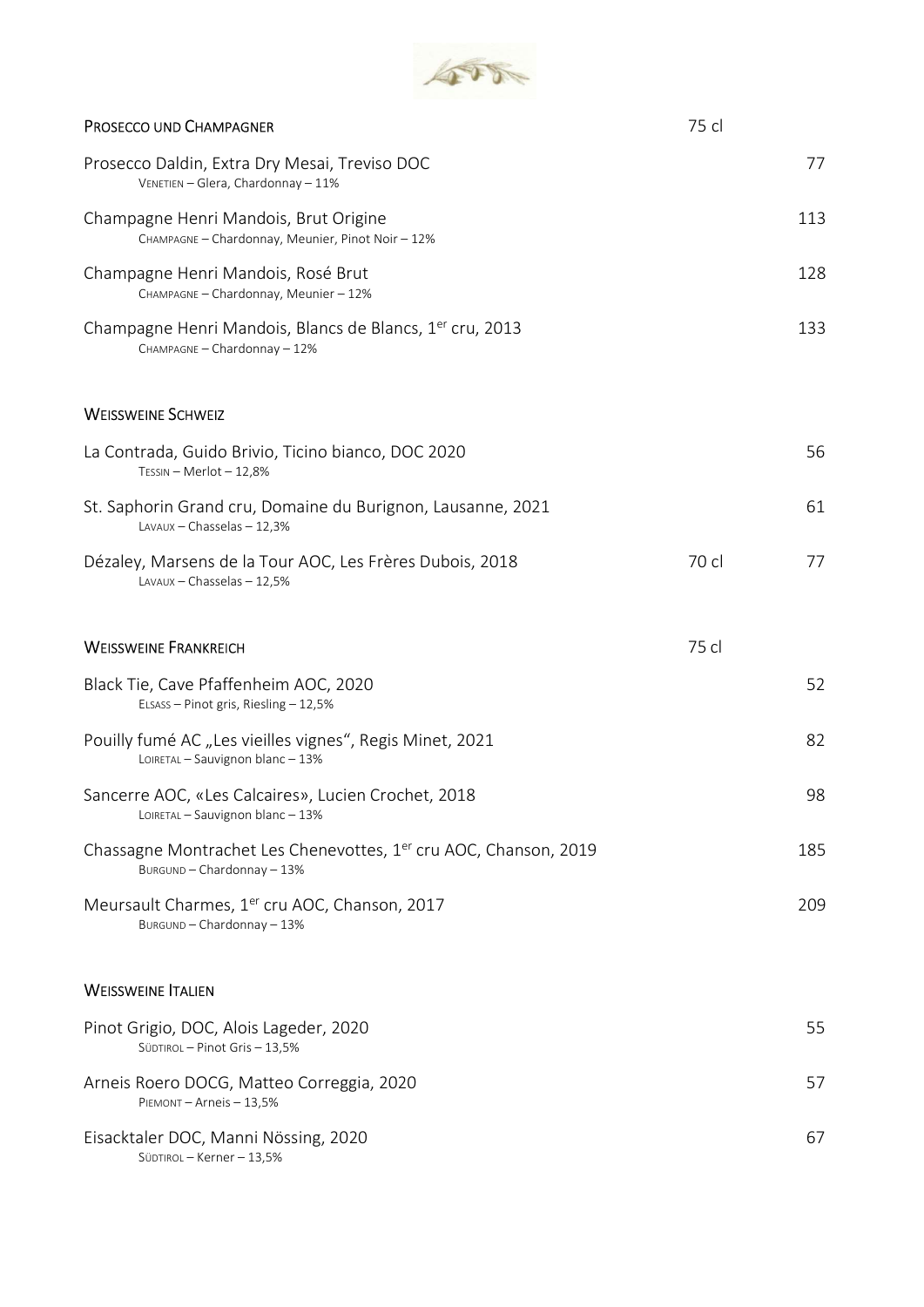## Prosecco und Champagner

| | 75 cl | |
|---|---|---|
| Prosecco Daldin, Extra Dry Mesai, Treviso DOC<br>Venetien – Glera, Chardonnay – 11% | | 77 |
| Champagne Henri Mandois, Brut Origine<br>Champagne – Chardonnay, Meunier, Pinot Noir – 12% | | 113 |
| Champagne Henri Mandois, Rosé Brut<br>Champagne – Chardonnay, Meunier – 12% | | 128 |
| Champagne Henri Mandois, Blancs de Blancs, 1er cru, 2013<br>Champagne – Chardonnay – 12% | | 133 |

## Weissweine Schweiz

| | | |
|---|---|---|
| La Contrada, Guido Brivio, Ticino bianco, DOC 2020<br>Tessin – Merlot – 12,8% | | 56 |
| St. Saphorin Grand cru, Domaine du Burignon, Lausanne, 2021<br>Lavaux – Chasselas – 12,3% | | 61 |
| Dézaley, Marsens de la Tour AOC, Les Frères Dubois, 2018<br>Lavaux – Chasselas – 12,5% | 70 cl | 77 |

## Weissweine Frankreich

| | 75 cl | |
|---|---|---|
| Black Tie, Cave Pfaffenheim AOC, 2020<br>Elsass – Pinot gris, Riesling – 12,5% | | 52 |
| Pouilly fumé AC „Les vieilles vignes", Regis Minet, 2021<br>Loiretal – Sauvignon blanc – 13% | | 82 |
| Sancerre AOC, «Les Calcaires», Lucien Crochet, 2018<br>Loiretal – Sauvignon blanc – 13% | | 98 |
| Chassagne Montrachet Les Chenevottes, 1er cru AOC, Chanson, 2019<br>Burgund – Chardonnay – 13% | | 185 |
| Meursault Charmes, 1er cru AOC, Chanson, 2017<br>Burgund – Chardonnay – 13% | | 209 |

## Weissweine Italien

| | | |
|---|---|---|
| Pinot Grigio, DOC, Alois Lageder, 2020<br>Südtirol – Pinot Gris – 13,5% | | 55 |
| Arneis Roero DOCG, Matteo Correggia, 2020<br>Piemont – Arneis – 13,5% | | 57 |
| Eisacktaler DOC, Manni Nössing, 2020<br>Südtirol – Kerner – 13,5% | | 67 |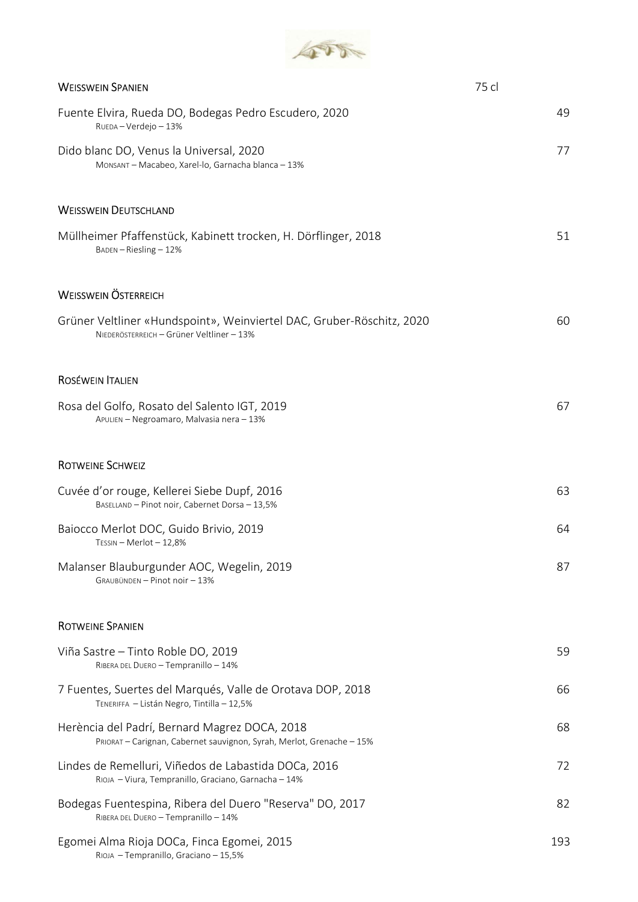## Weisswein Spanien

75 cl

Fuente Elvira, Rueda DO, Bodegas Pedro Escudero, 2020 — 49
Rueda – Verdejo – 13%

Dido blanc DO, Venus la Universal, 2020 — 77
Monsant – Macabeo, Xarel-lo, Garnacha blanca – 13%

## Weisswein Deutschland

Müllheimer Pfaffenstück, Kabinett trocken, H. Dörflinger, 2018 — 51
Baden – Riesling – 12%

## Weisswein Österreich

Grüner Veltliner «Hundspoint», Weinviertel DAC, Gruber-Röschitz, 2020 — 60
Niederösterreich – Grüner Veltliner – 13%

## Roséwein Italien

Rosa del Golfo, Rosato del Salento IGT, 2019 — 67
Apulien – Negroamaro, Malvasia nera – 13%

## Rotweine Schweiz

Cuvée d'or rouge, Kellerei Siebe Dupf, 2016 — 63
Basellland – Pinot noir, Cabernet Dorsa – 13,5%

Baiocco Merlot DOC, Guido Brivio, 2019 — 64
Tessin – Merlot – 12,8%

Malanser Blauburgunder AOC, Wegelin, 2019 — 87
Graubünden – Pinot noir – 13%

## Rotweine Spanien

Viña Sastre – Tinto Roble DO, 2019 — 59
Ribera del Duero – Tempranillo – 14%

7 Fuentes, Suertes del Marqués, Valle de Orotava DOP, 2018 — 66
Teneriffa – Listán Negro, Tintilla – 12,5%

Herència del Padrí, Bernard Magrez DOCA, 2018 — 68
Priorat – Carignan, Cabernet sauvignon, Syrah, Merlot, Grenache – 15%

Lindes de Remelluri, Viñedos de Labastida DOCa, 2016 — 72
Rioja – Viura, Tempranillo, Graciano, Garnacha – 14%

Bodegas Fuentespina, Ribera del Duero "Reserva" DO, 2017 — 82
Ribera del Duero – Tempranillo – 14%

Egomei Alma Rioja DOCa, Finca Egomei, 2015 — 193
Rioja – Tempranillo, Graciano – 15,5%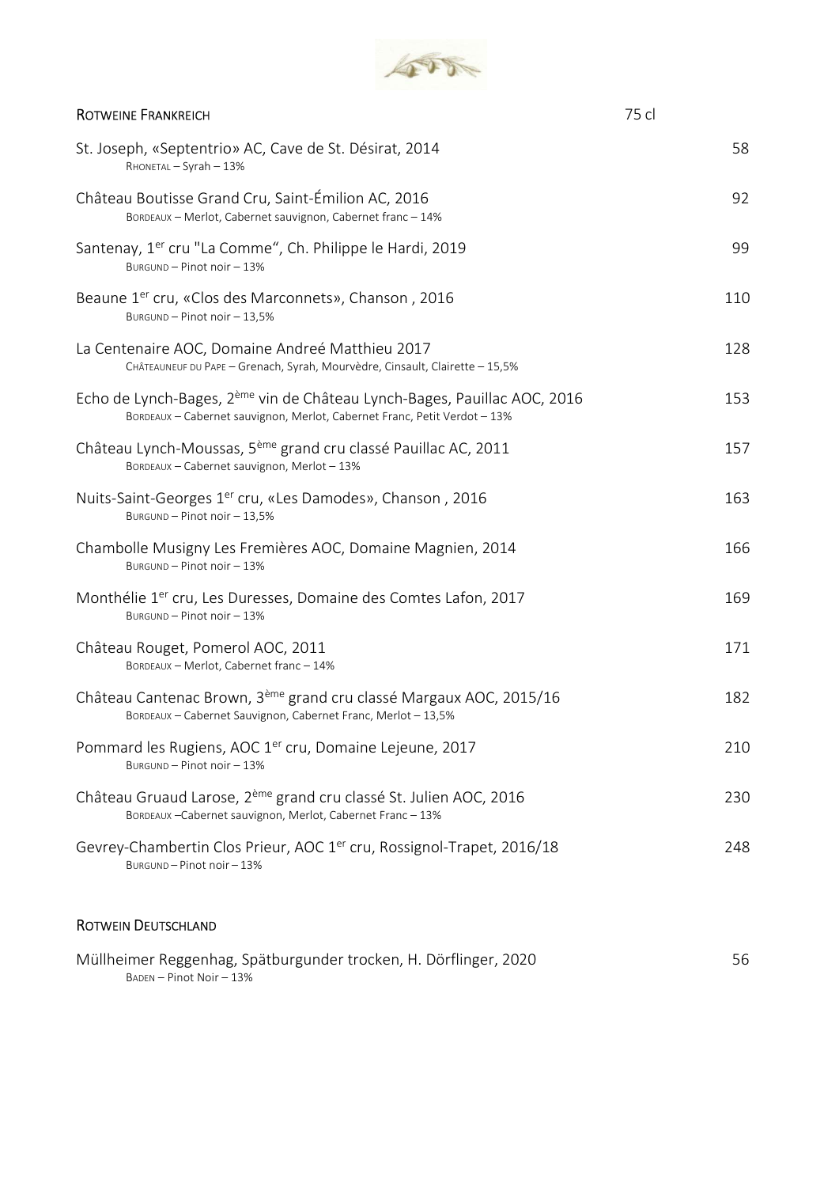## Rotweine Frankreich

| | 75 cl |
|---|---|
| St. Joseph, «Septentrio» AC, Cave de St. Désirat, 2014<br>Rhonetal – Syrah – 13% | 58 |
| Château Boutisse Grand Cru, Saint-Émilion AC, 2016<br>Bordeaux – Merlot, Cabernet sauvignon, Cabernet franc – 14% | 92 |
| Santenay, 1er cru "La Comme", Ch. Philippe le Hardi, 2019<br>Burgund – Pinot noir – 13% | 99 |
| Beaune 1er cru, «Clos des Marconnets», Chanson , 2016<br>Burgund – Pinot noir – 13,5% | 110 |
| La Centenaire AOC, Domaine Andreé Matthieu 2017<br>Châteauneuf du Pape – Grenach, Syrah, Mourvèdre, Cinsault, Clairette – 15,5% | 128 |
| Echo de Lynch-Bages, 2ème vin de Château Lynch-Bages, Pauillac AOC, 2016<br>Bordeaux – Cabernet sauvignon, Merlot, Cabernet Franc, Petit Verdot – 13% | 153 |
| Château Lynch-Moussas, 5ème grand cru classé Pauillac AC, 2011<br>Bordeaux – Cabernet sauvignon, Merlot – 13% | 157 |
| Nuits-Saint-Georges 1er cru, «Les Damodes», Chanson , 2016<br>Burgund – Pinot noir – 13,5% | 163 |
| Chambolle Musigny Les Fremières AOC, Domaine Magnien, 2014<br>Burgund – Pinot noir – 13% | 166 |
| Monthélie 1er cru, Les Duresses, Domaine des Comtes Lafon, 2017<br>Burgund – Pinot noir – 13% | 169 |
| Château Rouget, Pomerol AOC, 2011<br>Bordeaux – Merlot, Cabernet franc – 14% | 171 |
| Château Cantenac Brown, 3ème grand cru classé Margaux AOC, 2015/16<br>Bordeaux – Cabernet Sauvignon, Cabernet Franc, Merlot – 13,5% | 182 |
| Pommard les Rugiens, AOC 1er cru, Domaine Lejeune, 2017<br>Burgund – Pinot noir – 13% | 210 |
| Château Gruaud Larose, 2ème grand cru classé St. Julien AOC, 2016<br>Bordeaux –Cabernet sauvignon, Merlot, Cabernet Franc – 13% | 230 |
| Gevrey-Chambertin Clos Prieur, AOC 1er cru, Rossignol-Trapet, 2016/18<br>Burgund – Pinot noir – 13% | 248 |

## Rotwein Deutschland

| | |
|---|---|
| Müllheimer Reggenhag, Spätburgunder trocken, H. Dörflinger, 2020<br>Baden – Pinot Noir – 13% | 56 |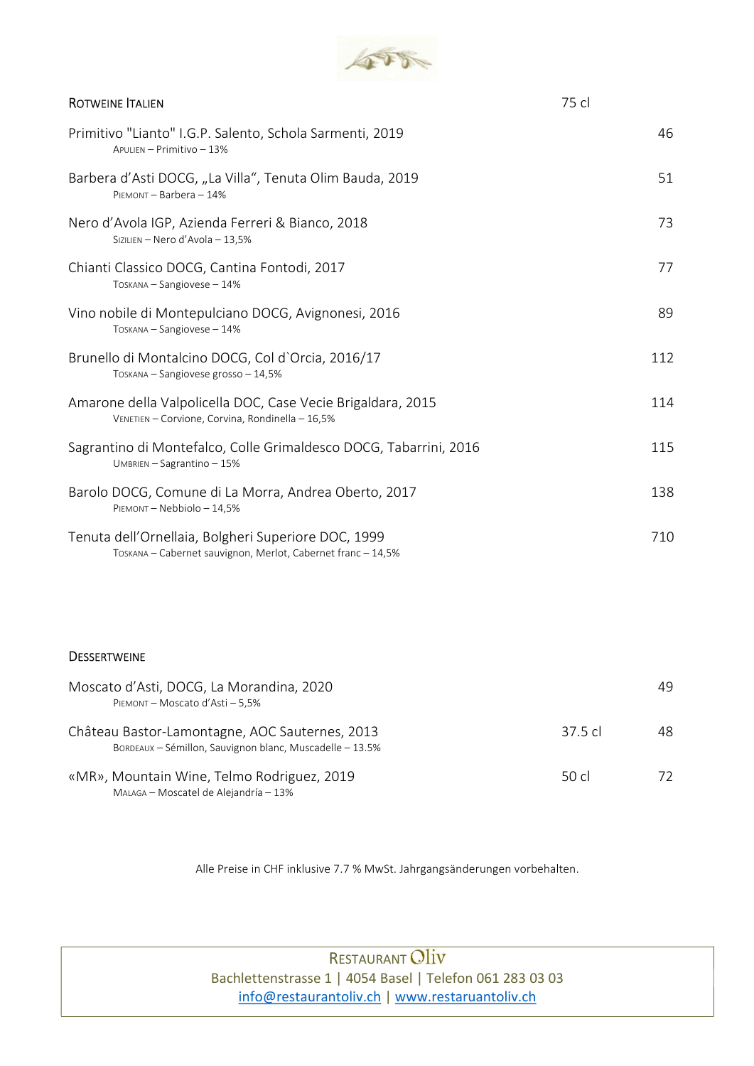## Rotweine Italien

| | 75 cl | |
|---|---|---|
| Primitivo "Lianto" I.G.P. Salento, Schola Sarmenti, 2019<br>Apulien – Primitivo – 13% | | 46 |
| Barbera d'Asti DOCG, „La Villa", Tenuta Olim Bauda, 2019<br>Piemont – Barbera – 14% | | 51 |
| Nero d'Avola IGP, Azienda Ferreri & Bianco, 2018<br>Sizilien – Nero d'Avola – 13,5% | | 73 |
| Chianti Classico DOCG, Cantina Fontodi, 2017<br>Toskana – Sangiovese – 14% | | 77 |
| Vino nobile di Montepulciano DOCG, Avignonesi, 2016<br>Toskana – Sangiovese – 14% | | 89 |
| Brunello di Montalcino DOCG, Col d`Orcia, 2016/17<br>Toskana – Sangiovese grosso – 14,5% | | 112 |
| Amarone della Valpolicella DOC, Case Vecie Brigaldara, 2015<br>Venetien – Corvione, Corvina, Rondinella – 16,5% | | 114 |
| Sagrantino di Montefalco, Colle Grimaldesco DOCG, Tabarrini, 2016<br>Umbrien – Sagrantino – 15% | | 115 |
| Barolo DOCG, Comune di La Morra, Andrea Oberto, 2017<br>Piemont – Nebbiolo – 14,5% | | 138 |
| Tenuta dell'Ornellaia, Bolgheri Superiore DOC, 1999<br>Toskana – Cabernet sauvignon, Merlot, Cabernet franc – 14,5% | | 710 |

## Dessertweine

| | | |
|---|---|---|
| Moscato d'Asti, DOCG, La Morandina, 2020<br>Piemont – Moscato d'Asti – 5,5% | | 49 |
| Château Bastor-Lamontagne, AOC Sauternes, 2013<br>Bordeaux – Sémillon, Sauvignon blanc, Muscadelle – 13.5% | 37.5 cl | 48 |
| «MR», Mountain Wine, Telmo Rodriguez, 2019<br>Malaga – Moscatel de Alejandría – 13% | 50 cl | 72 |

Alle Preise in CHF inklusive 7.7 % MwSt. Jahrgangsänderungen vorbehalten.

Restaurant Oliv
Bachlettenstrasse 1 | 4054 Basel | Telefon 061 283 03 03
info@restaurantoliv.ch | www.restaruantoliv.ch